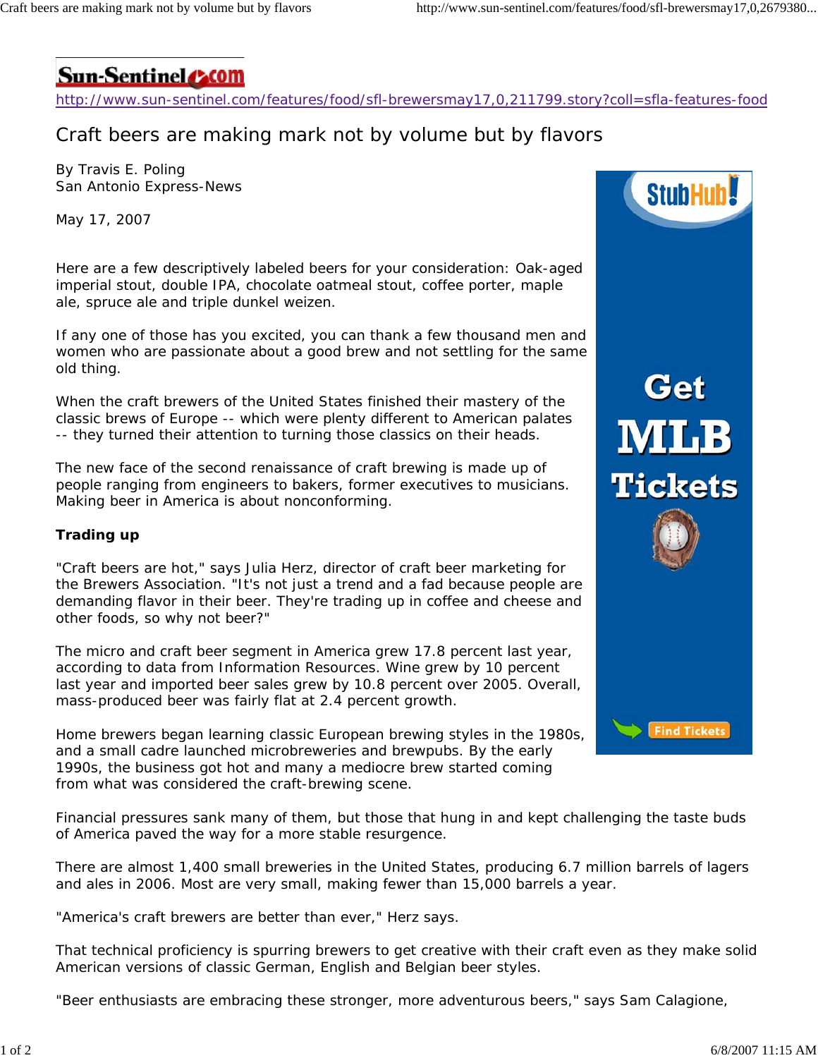Sun-Sentinel.com

http://www.sun-sentinel.com/features/food/sfl-brewersmay17,0,211799.story?coll=sfla-features-food

# Craft beers are making mark not by volume but by flavors

By Travis E. Poling
San Antonio Express-News

May 17, 2007

Here are a few descriptively labeled beers for your consideration: Oak-aged imperial stout, double IPA, chocolate oatmeal stout, coffee porter, maple ale, spruce ale and triple dunkel weizen.

If any one of those has you excited, you can thank a few thousand men and women who are passionate about a good brew and not settling for the same old thing.

When the craft brewers of the United States finished their mastery of the classic brews of Europe -- which were plenty different to American palates -- they turned their attention to turning those classics on their heads.

The new face of the second renaissance of craft brewing is made up of people ranging from engineers to bakers, former executives to musicians. Making beer in America is about nonconforming.

**Trading up**

"Craft beers are hot," says Julia Herz, director of craft beer marketing for the Brewers Association. "It's not just a trend and a fad because people are demanding flavor in their beer. They're trading up in coffee and cheese and other foods, so why not beer?"

The micro and craft beer segment in America grew 17.8 percent last year, according to data from Information Resources. Wine grew by 10 percent last year and imported beer sales grew by 10.8 percent over 2005. Overall, mass-produced beer was fairly flat at 2.4 percent growth.

Home brewers began learning classic European brewing styles in the 1980s, and a small cadre launched microbreweries and brewpubs. By the early 1990s, the business got hot and many a mediocre brew started coming from what was considered the craft-brewing scene.

Financial pressures sank many of them, but those that hung in and kept challenging the taste buds of America paved the way for a more stable resurgence.

There are almost 1,400 small breweries in the United States, producing 6.7 million barrels of lagers and ales in 2006. Most are very small, making fewer than 15,000 barrels a year.

"America's craft brewers are better than ever," Herz says.

That technical proficiency is spurring brewers to get creative with their craft even as they make solid American versions of classic German, English and Belgian beer styles.

"Beer enthusiasts are embracing these stronger, more adventurous beers," says Sam Calagione,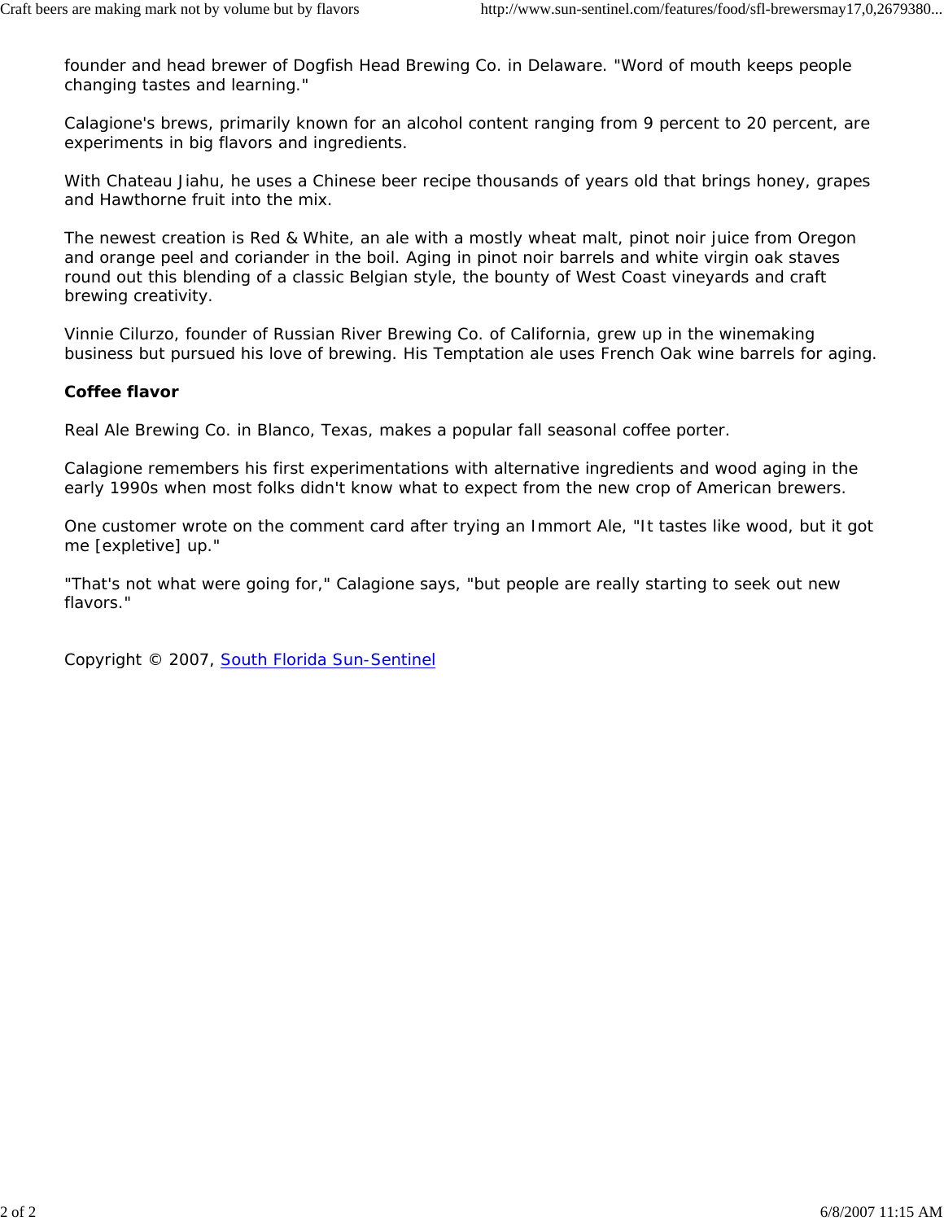founder and head brewer of Dogfish Head Brewing Co. in Delaware. "Word of mouth keeps people changing tastes and learning."

Calagione's brews, primarily known for an alcohol content ranging from 9 percent to 20 percent, are experiments in big flavors and ingredients.

With Chateau Jiahu, he uses a Chinese beer recipe thousands of years old that brings honey, grapes and Hawthorne fruit into the mix.

The newest creation is Red & White, an ale with a mostly wheat malt, pinot noir juice from Oregon and orange peel and coriander in the boil. Aging in pinot noir barrels and white virgin oak staves round out this blending of a classic Belgian style, the bounty of West Coast vineyards and craft brewing creativity.

Vinnie Cilurzo, founder of Russian River Brewing Co. of California, grew up in the winemaking business but pursued his love of brewing. His Temptation ale uses French Oak wine barrels for aging.

**Coffee flavor**

Real Ale Brewing Co. in Blanco, Texas, makes a popular fall seasonal coffee porter.

Calagione remembers his first experimentations with alternative ingredients and wood aging in the early 1990s when most folks didn't know what to expect from the new crop of American brewers.

One customer wrote on the comment card after trying an Immort Ale, "It tastes like wood, but it got me [expletive] up."

"That's not what were going for," Calagione says, "but people are really starting to seek out new flavors."

Copyright © 2007, South Florida Sun-Sentinel